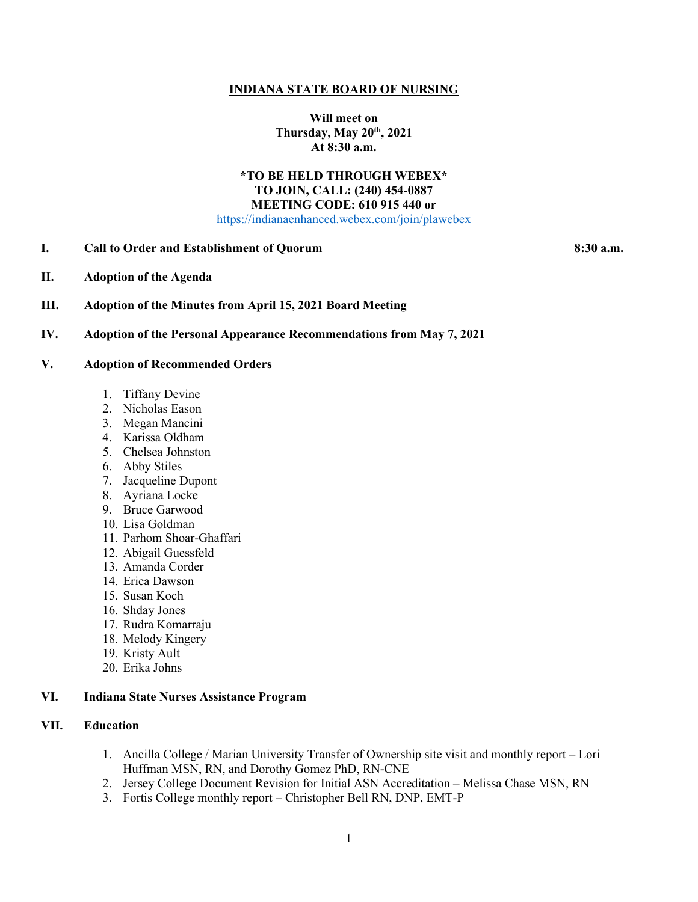# INDIANA STATE BOARD OF NURSING

**Will meet on**
**Thursday, May 20th, 2021**
**At 8:30 a.m.**

**\*TO BE HELD THROUGH WEBEX\***
**TO JOIN, CALL: (240) 454-0887**
**MEETING CODE: 610 915 440 or**
https://indianaenhanced.webex.com/join/plawebex

**I. Call to Order and Establishment of Quorum** **8:30 a.m.**

**II. Adoption of the Agenda**

**III. Adoption of the Minutes from April 15, 2021 Board Meeting**

**IV. Adoption of the Personal Appearance Recommendations from May 7, 2021**

**V. Adoption of Recommended Orders**

1. Tiffany Devine
2. Nicholas Eason
3. Megan Mancini
4. Karissa Oldham
5. Chelsea Johnston
6. Abby Stiles
7. Jacqueline Dupont
8. Ayriana Locke
9. Bruce Garwood
10. Lisa Goldman
11. Parhom Shoar-Ghaffari
12. Abigail Guessfeld
13. Amanda Corder
14. Erica Dawson
15. Susan Koch
16. Shday Jones
17. Rudra Komarraju
18. Melody Kingery
19. Kristy Ault
20. Erika Johns

**VI. Indiana State Nurses Assistance Program**

**VII. Education**

1. Ancilla College / Marian University Transfer of Ownership site visit and monthly report – Lori Huffman MSN, RN, and Dorothy Gomez PhD, RN-CNE
2. Jersey College Document Revision for Initial ASN Accreditation – Melissa Chase MSN, RN
3. Fortis College monthly report – Christopher Bell RN, DNP, EMT-P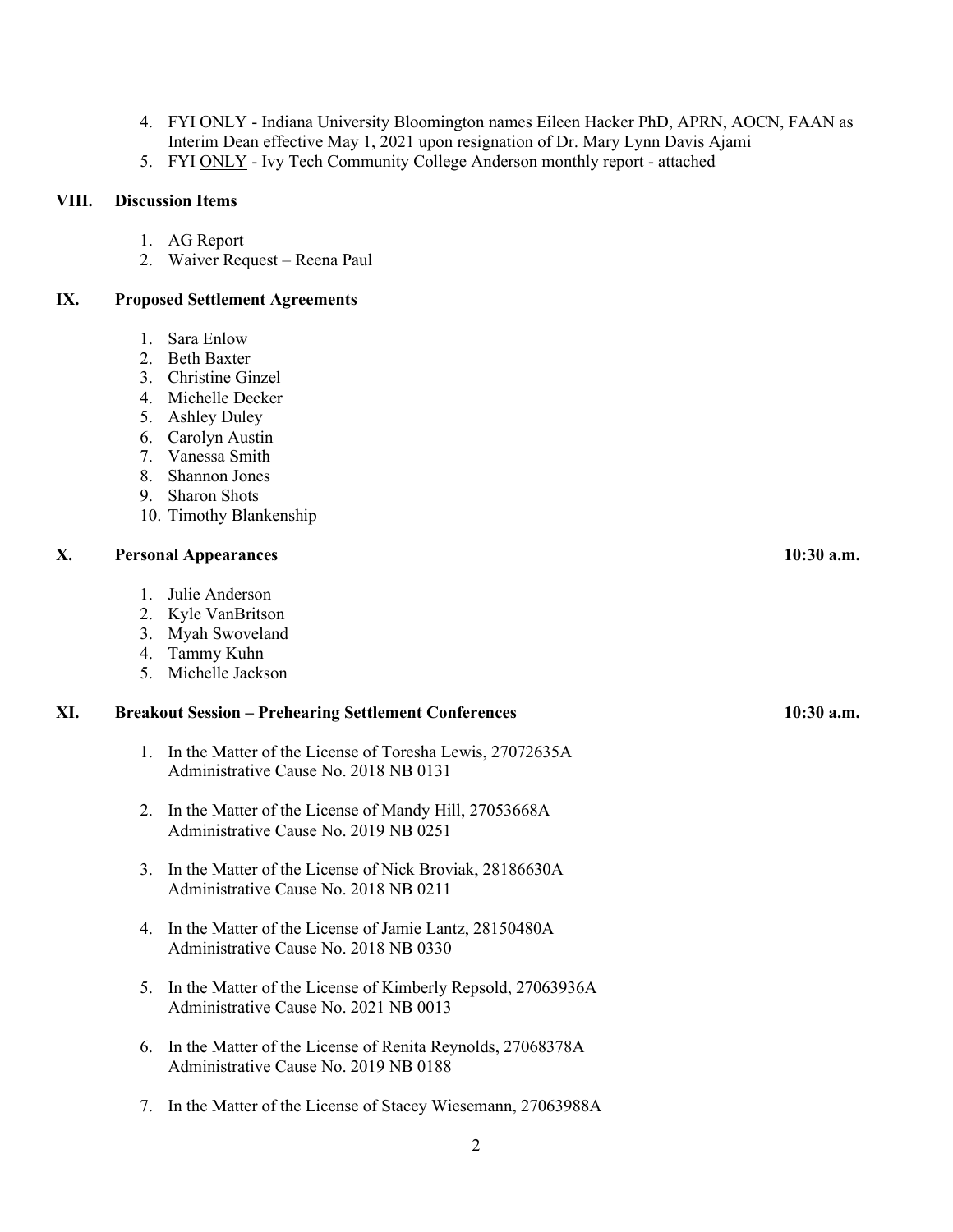4. FYI ONLY - Indiana University Bloomington names Eileen Hacker PhD, APRN, AOCN, FAAN as Interim Dean effective May 1, 2021 upon resignation of Dr. Mary Lynn Davis Ajami
5. FYI ONLY - Ivy Tech Community College Anderson monthly report - attached

## VIII. Discussion Items

1. AG Report
2. Waiver Request – Reena Paul

## IX. Proposed Settlement Agreements

1. Sara Enlow
2. Beth Baxter
3. Christine Ginzel
4. Michelle Decker
5. Ashley Duley
6. Carolyn Austin
7. Vanessa Smith
8. Shannon Jones
9. Sharon Shots
10. Timothy Blankenship

## X. Personal Appearances **10:30 a.m.**

1. Julie Anderson
2. Kyle VanBritson
3. Myah Swoveland
4. Tammy Kuhn
5. Michelle Jackson

## XI. Breakout Session – Prehearing Settlement Conferences **10:30 a.m.**

1. In the Matter of the License of Toresha Lewis, 27072635A
   Administrative Cause No. 2018 NB 0131

2. In the Matter of the License of Mandy Hill, 27053668A
   Administrative Cause No. 2019 NB 0251

3. In the Matter of the License of Nick Broviak, 28186630A
   Administrative Cause No. 2018 NB 0211

4. In the Matter of the License of Jamie Lantz, 28150480A
   Administrative Cause No. 2018 NB 0330

5. In the Matter of the License of Kimberly Repsold, 27063936A
   Administrative Cause No. 2021 NB 0013

6. In the Matter of the License of Renita Reynolds, 27068378A
   Administrative Cause No. 2019 NB 0188

7. In the Matter of the License of Stacey Wiesemann, 27063988A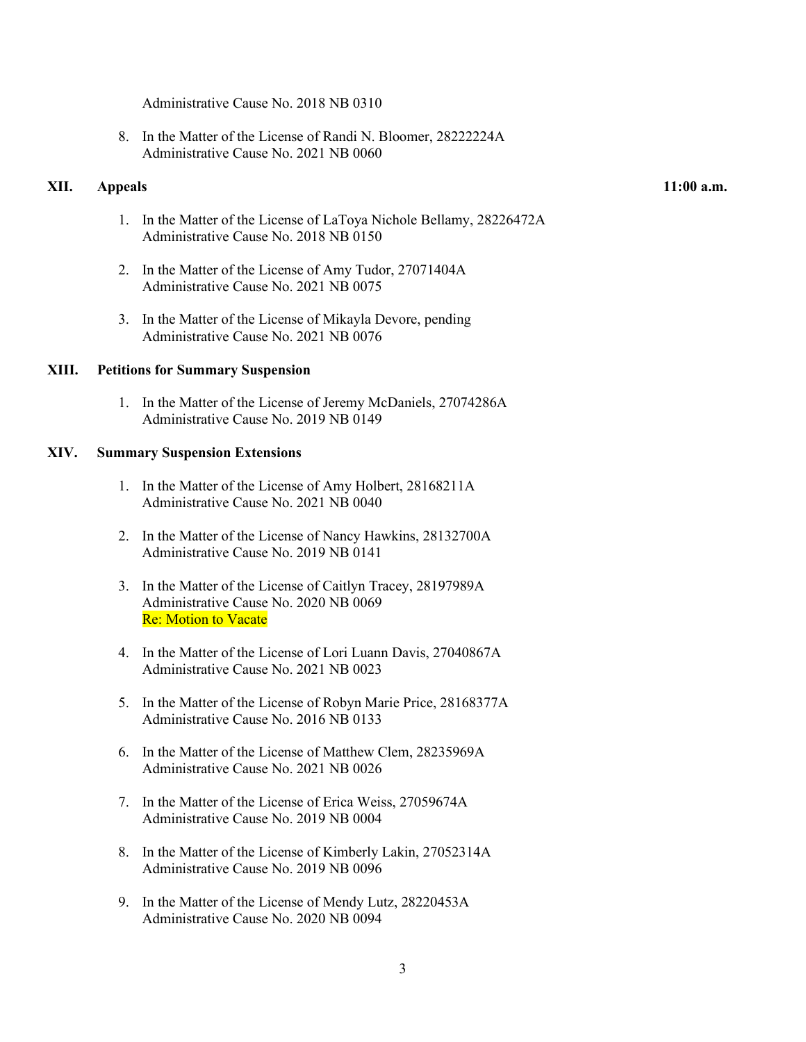Administrative Cause No. 2018 NB 0310

8. In the Matter of the License of Randi N. Bloomer, 28222224A
   Administrative Cause No. 2021 NB 0060

## XII. Appeals — 11:00 a.m.

1. In the Matter of the License of LaToya Nichole Bellamy, 28226472A
   Administrative Cause No. 2018 NB 0150

2. In the Matter of the License of Amy Tudor, 27071404A
   Administrative Cause No. 2021 NB 0075

3. In the Matter of the License of Mikayla Devore, pending
   Administrative Cause No. 2021 NB 0076

## XIII. Petitions for Summary Suspension

1. In the Matter of the License of Jeremy McDaniels, 27074286A
   Administrative Cause No. 2019 NB 0149

## XIV. Summary Suspension Extensions

1. In the Matter of the License of Amy Holbert, 28168211A
   Administrative Cause No. 2021 NB 0040

2. In the Matter of the License of Nancy Hawkins, 28132700A
   Administrative Cause No. 2019 NB 0141

3. In the Matter of the License of Caitlyn Tracey, 28197989A
   Administrative Cause No. 2020 NB 0069
   Re: Motion to Vacate

4. In the Matter of the License of Lori Luann Davis, 27040867A
   Administrative Cause No. 2021 NB 0023

5. In the Matter of the License of Robyn Marie Price, 28168377A
   Administrative Cause No. 2016 NB 0133

6. In the Matter of the License of Matthew Clem, 28235969A
   Administrative Cause No. 2021 NB 0026

7. In the Matter of the License of Erica Weiss, 27059674A
   Administrative Cause No. 2019 NB 0004

8. In the Matter of the License of Kimberly Lakin, 27052314A
   Administrative Cause No. 2019 NB 0096

9. In the Matter of the License of Mendy Lutz, 28220453A
   Administrative Cause No. 2020 NB 0094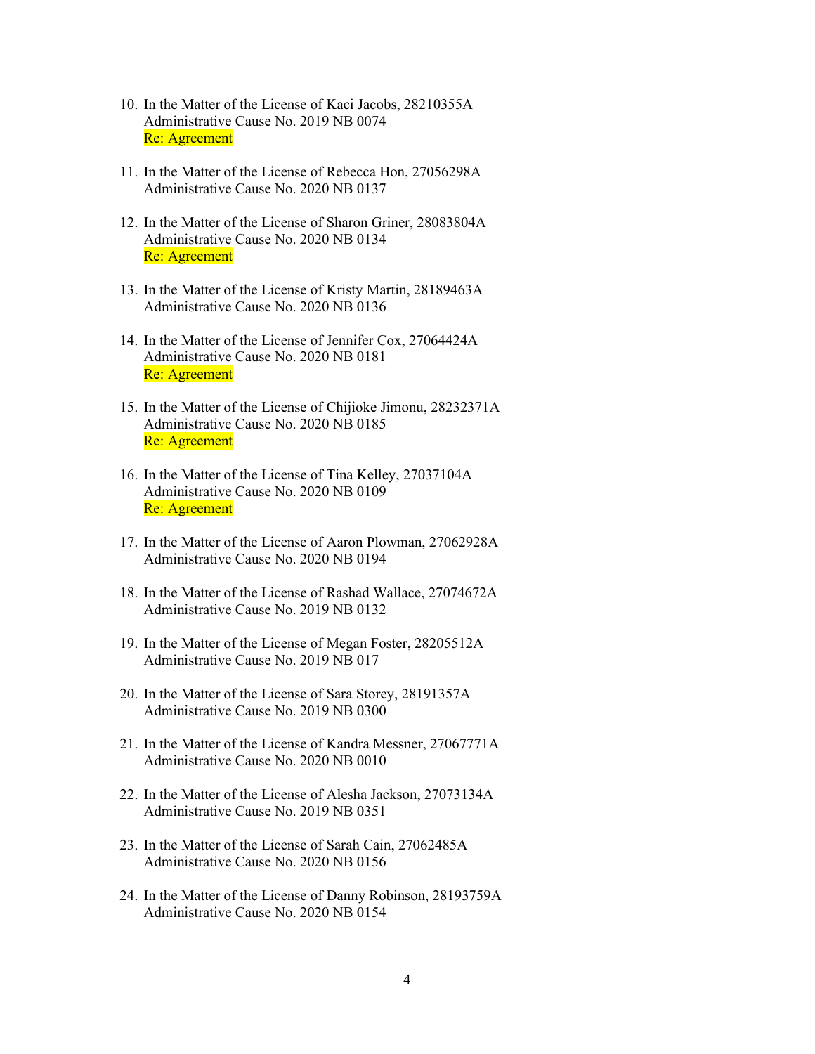10. In the Matter of the License of Kaci Jacobs, 28210355A
    Administrative Cause No. 2019 NB 0074
    Re: Agreement

11. In the Matter of the License of Rebecca Hon, 27056298A
    Administrative Cause No. 2020 NB 0137

12. In the Matter of the License of Sharon Griner, 28083804A
    Administrative Cause No. 2020 NB 0134
    Re: Agreement

13. In the Matter of the License of Kristy Martin, 28189463A
    Administrative Cause No. 2020 NB 0136

14. In the Matter of the License of Jennifer Cox, 27064424A
    Administrative Cause No. 2020 NB 0181
    Re: Agreement

15. In the Matter of the License of Chijioke Jimonu, 28232371A
    Administrative Cause No. 2020 NB 0185
    Re: Agreement

16. In the Matter of the License of Tina Kelley, 27037104A
    Administrative Cause No. 2020 NB 0109
    Re: Agreement

17. In the Matter of the License of Aaron Plowman, 27062928A
    Administrative Cause No. 2020 NB 0194

18. In the Matter of the License of Rashad Wallace, 27074672A
    Administrative Cause No. 2019 NB 0132

19. In the Matter of the License of Megan Foster, 28205512A
    Administrative Cause No. 2019 NB 017

20. In the Matter of the License of Sara Storey, 28191357A
    Administrative Cause No. 2019 NB 0300

21. In the Matter of the License of Kandra Messner, 27067771A
    Administrative Cause No. 2020 NB 0010

22. In the Matter of the License of Alesha Jackson, 27073134A
    Administrative Cause No. 2019 NB 0351

23. In the Matter of the License of Sarah Cain, 27062485A
    Administrative Cause No. 2020 NB 0156

24. In the Matter of the License of Danny Robinson, 28193759A
    Administrative Cause No. 2020 NB 0154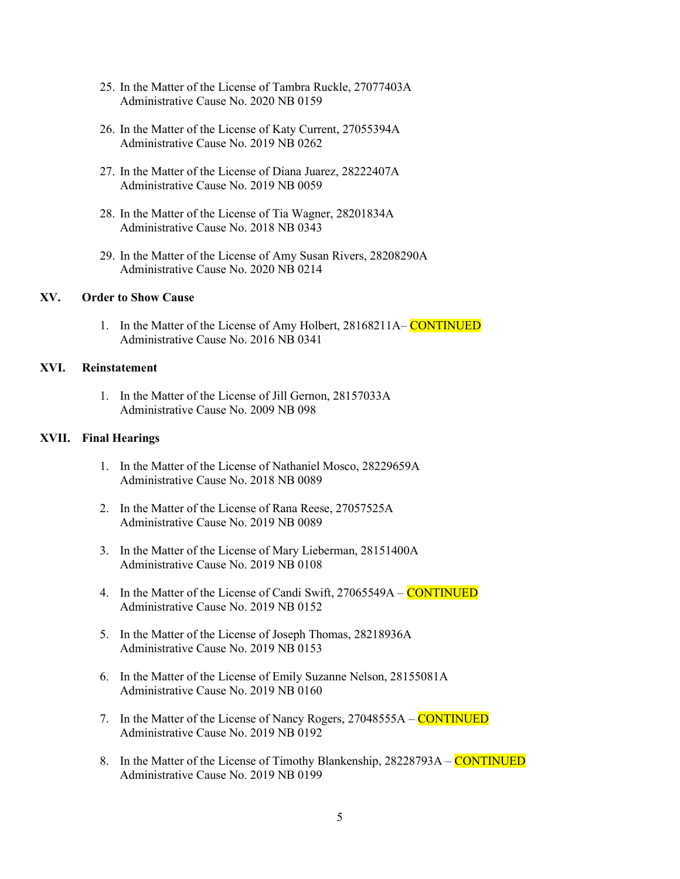25. In the Matter of the License of Tambra Ruckle, 27077403A
    Administrative Cause No. 2020 NB 0159

26. In the Matter of the License of Katy Current, 27055394A
    Administrative Cause No. 2019 NB 0262

27. In the Matter of the License of Diana Juarez, 28222407A
    Administrative Cause No. 2019 NB 0059

28. In the Matter of the License of Tia Wagner, 28201834A
    Administrative Cause No. 2018 NB 0343

29. In the Matter of the License of Amy Susan Rivers, 28208290A
    Administrative Cause No. 2020 NB 0214

## XV. Order to Show Cause

1. In the Matter of the License of Amy Holbert, 28168211A– CONTINUED
   Administrative Cause No. 2016 NB 0341

## XVI. Reinstatement

1. In the Matter of the License of Jill Gernon, 28157033A
   Administrative Cause No. 2009 NB 098

## XVII. Final Hearings

1. In the Matter of the License of Nathaniel Mosco, 28229659A
   Administrative Cause No. 2018 NB 0089

2. In the Matter of the License of Rana Reese, 27057525A
   Administrative Cause No. 2019 NB 0089

3. In the Matter of the License of Mary Lieberman, 28151400A
   Administrative Cause No. 2019 NB 0108

4. In the Matter of the License of Candi Swift, 27065549A – CONTINUED
   Administrative Cause No. 2019 NB 0152

5. In the Matter of the License of Joseph Thomas, 28218936A
   Administrative Cause No. 2019 NB 0153

6. In the Matter of the License of Emily Suzanne Nelson, 28155081A
   Administrative Cause No. 2019 NB 0160

7. In the Matter of the License of Nancy Rogers, 27048555A – CONTINUED
   Administrative Cause No. 2019 NB 0192

8. In the Matter of the License of Timothy Blankenship, 28228793A – CONTINUED
   Administrative Cause No. 2019 NB 0199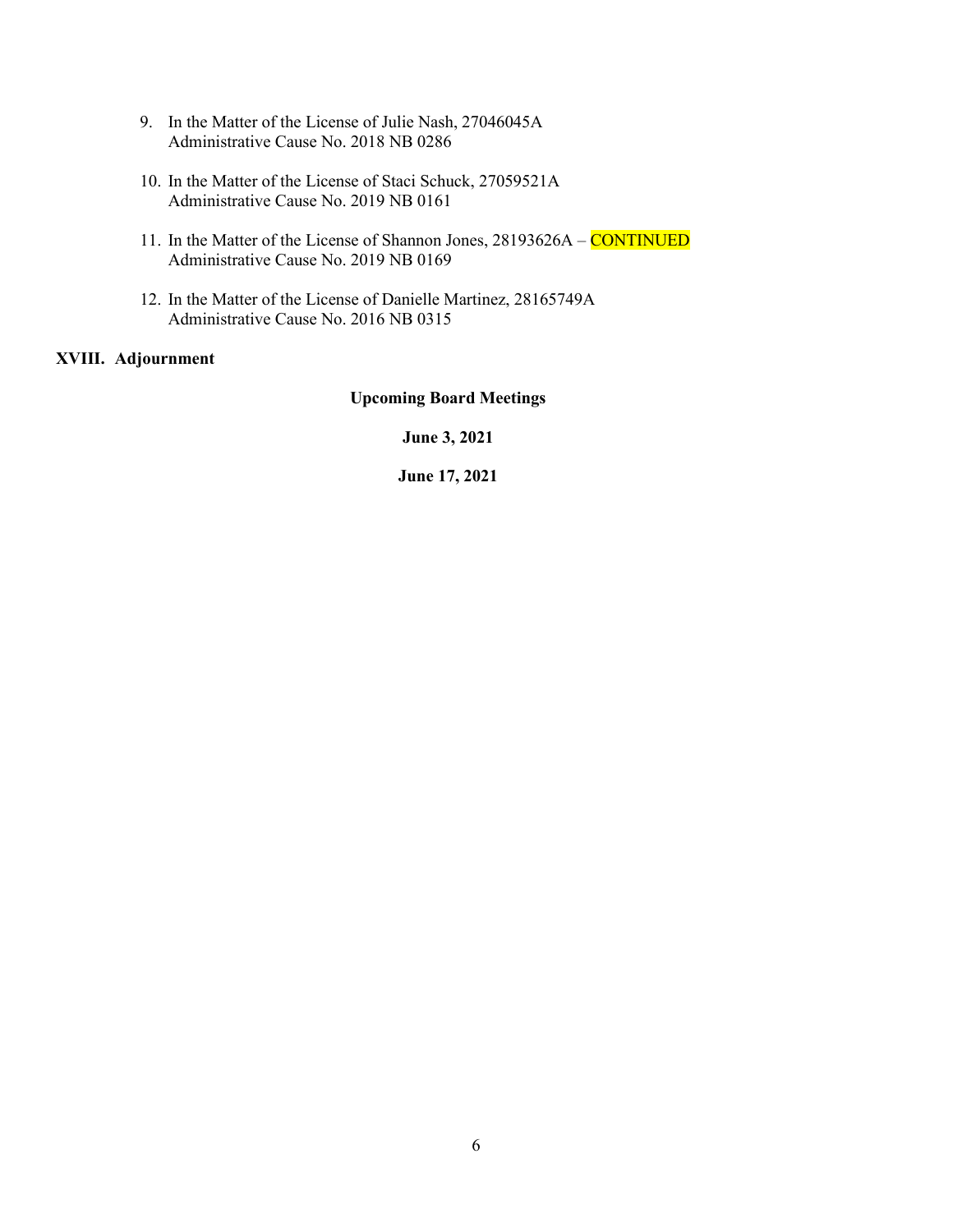9. In the Matter of the License of Julie Nash, 27046045A
   Administrative Cause No. 2018 NB 0286

10. In the Matter of the License of Staci Schuck, 27059521A
    Administrative Cause No. 2019 NB 0161

11. In the Matter of the License of Shannon Jones, 28193626A – CONTINUED
    Administrative Cause No. 2019 NB 0169

12. In the Matter of the License of Danielle Martinez, 28165749A
    Administrative Cause No. 2016 NB 0315

## XVIII. Adjournment

**Upcoming Board Meetings**

**June 3, 2021**

**June 17, 2021**